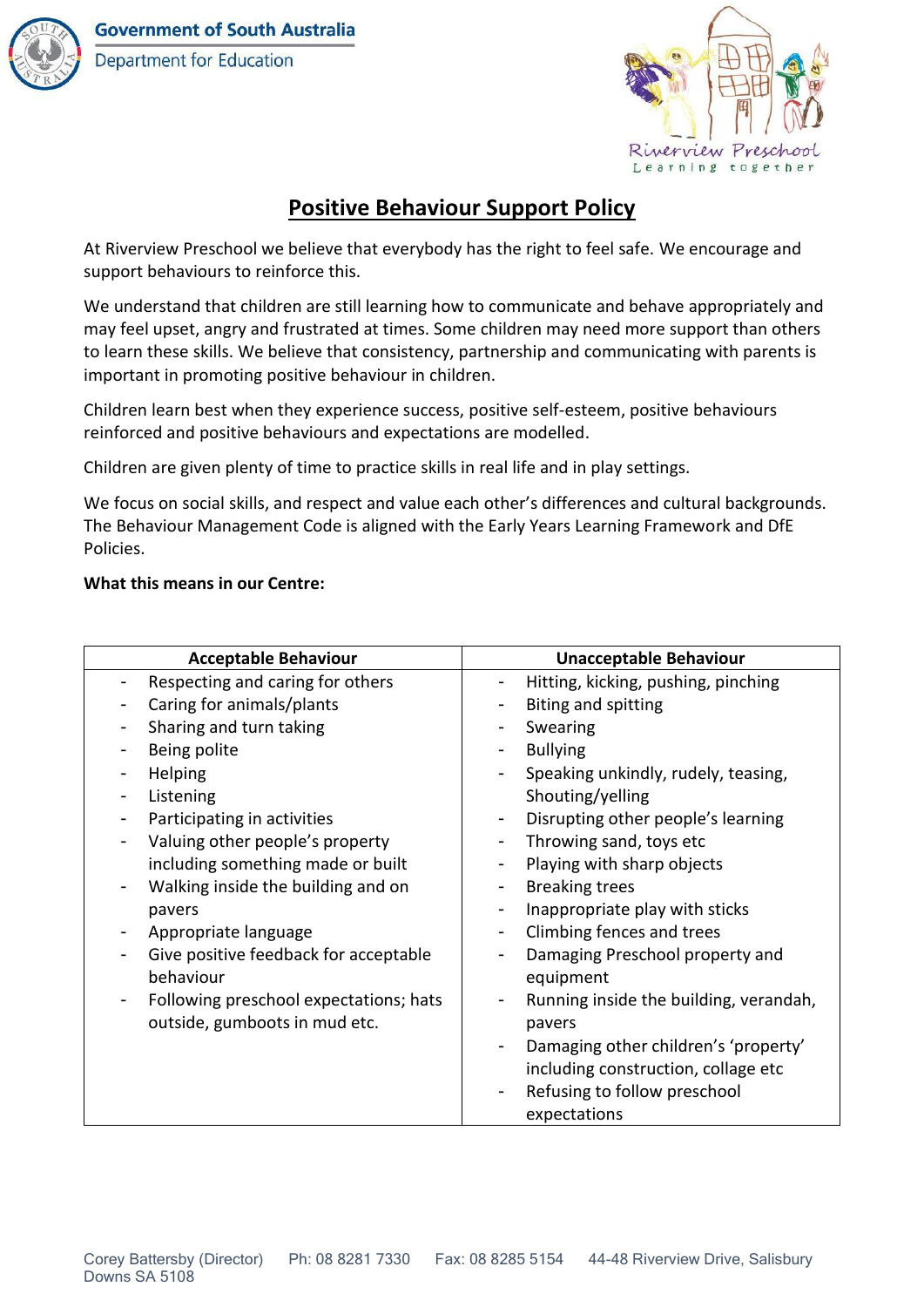Government of South Australia
Department for Education

Riverview Preschool
Learning together

# Positive Behaviour Support Policy

At Riverview Preschool we believe that everybody has the right to feel safe. We encourage and support behaviours to reinforce this.

We understand that children are still learning how to communicate and behave appropriately and may feel upset, angry and frustrated at times. Some children may need more support than others to learn these skills. We believe that consistency, partnership and communicating with parents is important in promoting positive behaviour in children.

Children learn best when they experience success, positive self-esteem, positive behaviours reinforced and positive behaviours and expectations are modelled.

Children are given plenty of time to practice skills in real life and in play settings.

We focus on social skills, and respect and value each other's differences and cultural backgrounds. The Behaviour Management Code is aligned with the Early Years Learning Framework and DfE Policies.

**What this means in our Centre:**

| Acceptable Behaviour | Unacceptable Behaviour |
| --- | --- |
| - Respecting and caring for others<br>- Caring for animals/plants<br>- Sharing and turn taking<br>- Being polite<br>- Helping<br>- Listening<br>- Participating in activities<br>- Valuing other people's property including something made or built<br>- Walking inside the building and on pavers<br>- Appropriate language<br>- Give positive feedback for acceptable behaviour<br>- Following preschool expectations; hats outside, gumboots in mud etc. | - Hitting, kicking, pushing, pinching<br>- Biting and spitting<br>- Swearing<br>- Bullying<br>- Speaking unkindly, rudely, teasing, Shouting/yelling<br>- Disrupting other people's learning<br>- Throwing sand, toys etc<br>- Playing with sharp objects<br>- Breaking trees<br>- Inappropriate play with sticks<br>- Climbing fences and trees<br>- Damaging Preschool property and equipment<br>- Running inside the building, verandah, pavers<br>- Damaging other children's 'property' including construction, collage etc<br>- Refusing to follow preschool expectations |

Corey Battersby (Director) Ph: 08 8281 7330 Fax: 08 8285 5154 44-48 Riverview Drive, Salisbury Downs SA 5108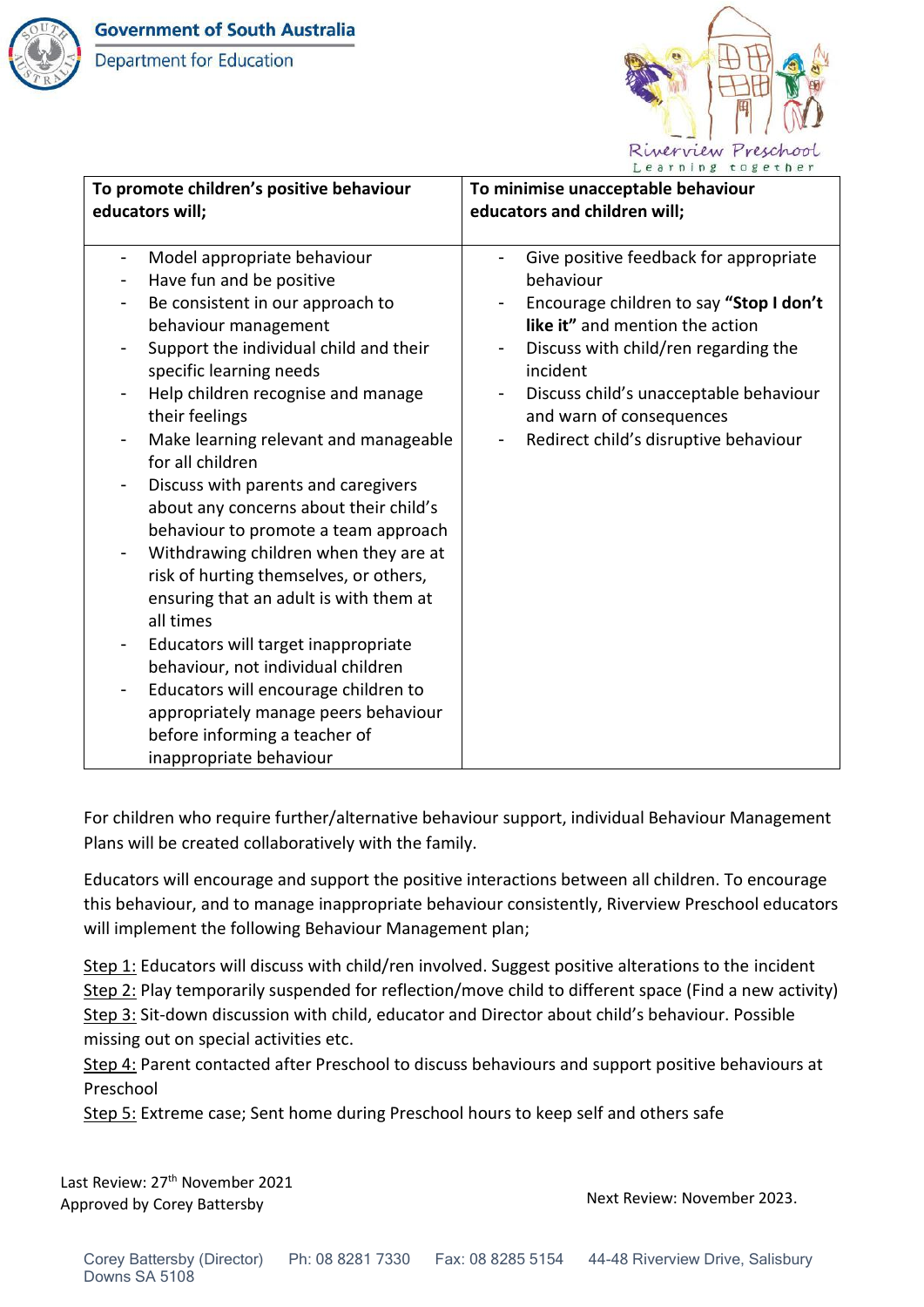| To promote children's positive behaviour educators will; | To minimise unacceptable behaviour educators and children will; |
|---|---|
| - Model appropriate behaviour<br>- Have fun and be positive<br>- Be consistent in our approach to behaviour management<br>- Support the individual child and their specific learning needs<br>- Help children recognise and manage their feelings<br>- Make learning relevant and manageable for all children<br>- Discuss with parents and caregivers about any concerns about their child's behaviour to promote a team approach<br>- Withdrawing children when they are at risk of hurting themselves, or others, ensuring that an adult is with them at all times<br>- Educators will target inappropriate behaviour, not individual children<br>- Educators will encourage children to appropriately manage peers behaviour before informing a teacher of inappropriate behaviour | - Give positive feedback for appropriate behaviour<br>- Encourage children to say **"Stop I don't like it"** and mention the action<br>- Discuss with child/ren regarding the incident<br>- Discuss child's unacceptable behaviour and warn of consequences<br>- Redirect child's disruptive behaviour |

For children who require further/alternative behaviour support, individual Behaviour Management Plans will be created collaboratively with the family.

Educators will encourage and support the positive interactions between all children. To encourage this behaviour, and to manage inappropriate behaviour consistently, Riverview Preschool educators will implement the following Behaviour Management plan;

Step 1: Educators will discuss with child/ren involved. Suggest positive alterations to the incident
Step 2: Play temporarily suspended for reflection/move child to different space (Find a new activity)
Step 3: Sit-down discussion with child, educator and Director about child's behaviour. Possible missing out on special activities etc.
Step 4: Parent contacted after Preschool to discuss behaviours and support positive behaviours at Preschool
Step 5: Extreme case; Sent home during Preschool hours to keep self and others safe

Last Review: 27th November 2021
Approved by Corey Battersby

Next Review: November 2023.